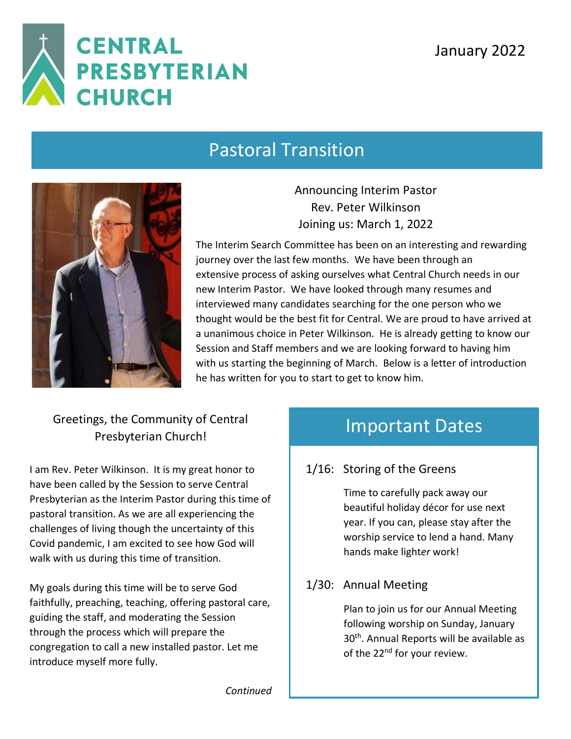# CENTRAL PRESBYTERIAN CHURCH

January 2022

## Pastoral Transition

Announcing Interim Pastor
Rev. Peter Wilkinson
Joining us: March 1, 2022

The Interim Search Committee has been on an interesting and rewarding journey over the last few months. We have been through an extensive process of asking ourselves what Central Church needs in our new Interim Pastor. We have looked through many resumes and interviewed many candidates searching for the one person who we thought would be the best fit for Central. We are proud to have arrived at a unanimous choice in Peter Wilkinson. He is already getting to know our Session and Staff members and we are looking forward to having him with us starting the beginning of March. Below is a letter of introduction he has written for you to start to get to know him.

Greetings, the Community of Central Presbyterian Church!

I am Rev. Peter Wilkinson. It is my great honor to have been called by the Session to serve Central Presbyterian as the Interim Pastor during this time of pastoral transition. As we are all experiencing the challenges of living though the uncertainty of this Covid pandemic, I am excited to see how God will walk with us during this time of transition.

My goals during this time will be to serve God faithfully, preaching, teaching, offering pastoral care, guiding the staff, and moderating the Session through the process which will prepare the congregation to call a new installed pastor. Let me introduce myself more fully.

*Continued*

## Important Dates

**1/16: Storing of the Greens**

Time to carefully pack away our beautiful holiday décor for use next year. If you can, please stay after the worship service to lend a hand. Many hands make light*er* work!

**1/30: Annual Meeting**

Plan to join us for our Annual Meeting following worship on Sunday, January 30th. Annual Reports will be available as of the 22nd for your review.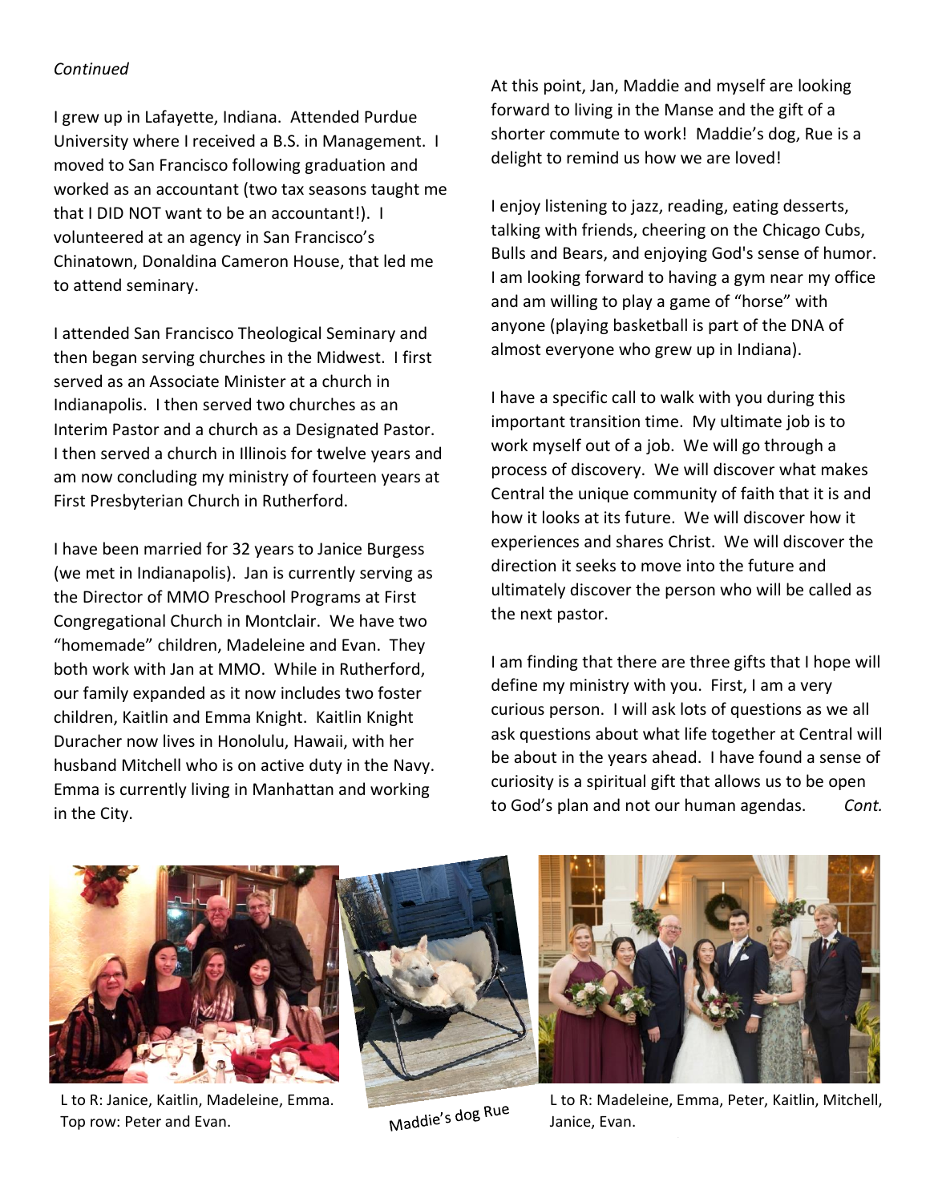*Continued*

I grew up in Lafayette, Indiana. Attended Purdue University where I received a B.S. in Management. I moved to San Francisco following graduation and worked as an accountant (two tax seasons taught me that I DID NOT want to be an accountant!). I volunteered at an agency in San Francisco's Chinatown, Donaldina Cameron House, that led me to attend seminary.

I attended San Francisco Theological Seminary and then began serving churches in the Midwest. I first served as an Associate Minister at a church in Indianapolis. I then served two churches as an Interim Pastor and a church as a Designated Pastor. I then served a church in Illinois for twelve years and am now concluding my ministry of fourteen years at First Presbyterian Church in Rutherford.

I have been married for 32 years to Janice Burgess (we met in Indianapolis). Jan is currently serving as the Director of MMO Preschool Programs at First Congregational Church in Montclair. We have two "homemade" children, Madeleine and Evan. They both work with Jan at MMO. While in Rutherford, our family expanded as it now includes two foster children, Kaitlin and Emma Knight. Kaitlin Knight Duracher now lives in Honolulu, Hawaii, with her husband Mitchell who is on active duty in the Navy. Emma is currently living in Manhattan and working in the City.

At this point, Jan, Maddie and myself are looking forward to living in the Manse and the gift of a shorter commute to work! Maddie's dog, Rue is a delight to remind us how we are loved!

I enjoy listening to jazz, reading, eating desserts, talking with friends, cheering on the Chicago Cubs, Bulls and Bears, and enjoying God's sense of humor. I am looking forward to having a gym near my office and am willing to play a game of "horse" with anyone (playing basketball is part of the DNA of almost everyone who grew up in Indiana).

I have a specific call to walk with you during this important transition time. My ultimate job is to work myself out of a job. We will go through a process of discovery. We will discover what makes Central the unique community of faith that it is and how it looks at its future. We will discover how it experiences and shares Christ. We will discover the direction it seeks to move into the future and ultimately discover the person who will be called as the next pastor.

I am finding that there are three gifts that I hope will define my ministry with you. First, I am a very curious person. I will ask lots of questions as we all ask questions about what life together at Central will be about in the years ahead. I have found a sense of curiosity is a spiritual gift that allows us to be open to God's plan and not our human agendas. *Cont.*

L to R: Janice, Kaitlin, Madeleine, Emma. Top row: Peter and Evan.

Maddie's dog Rue

L to R: Madeleine, Emma, Peter, Kaitlin, Mitchell, Janice, Evan.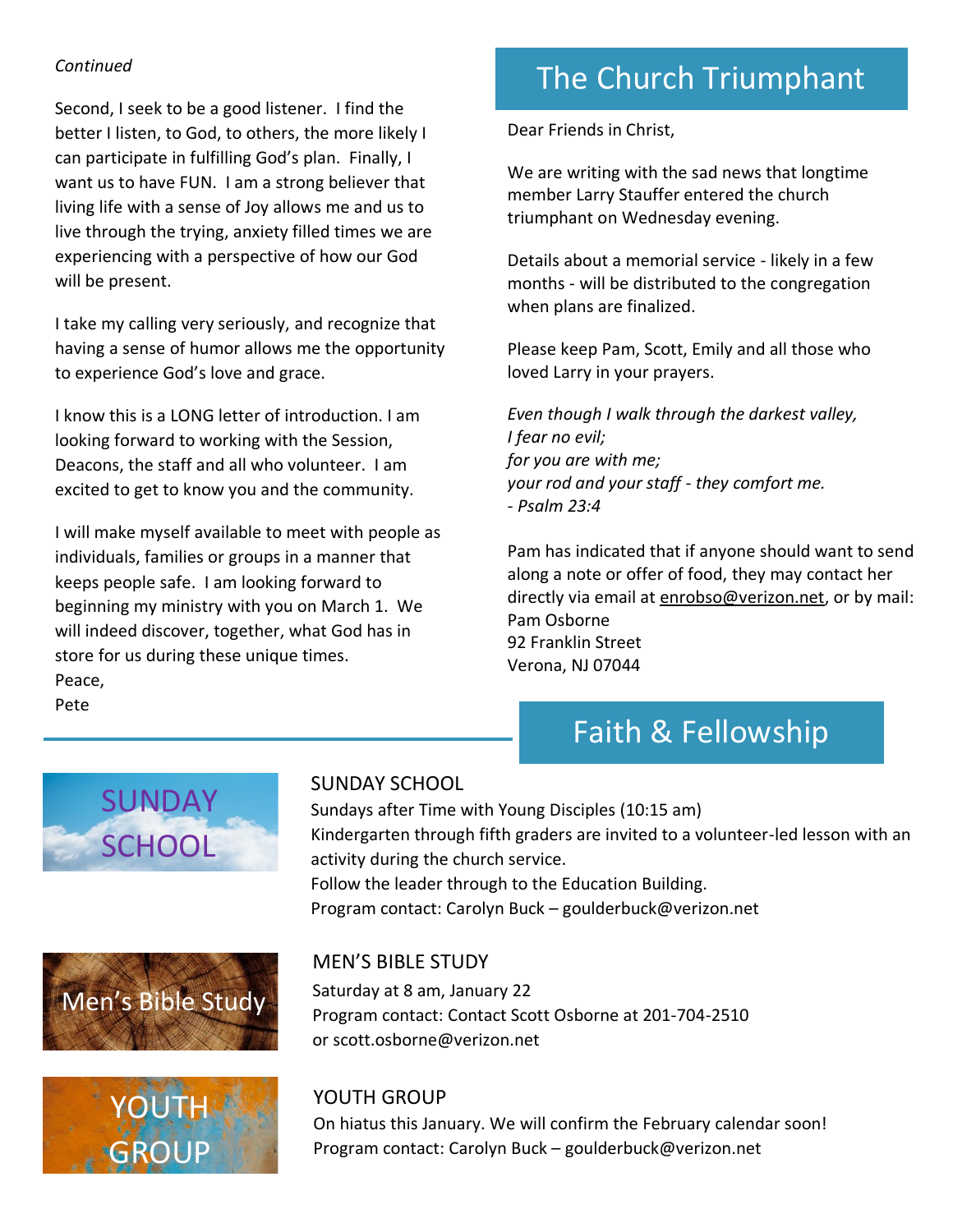*Continued*

Second, I seek to be a good listener. I find the better I listen, to God, to others, the more likely I can participate in fulfilling God's plan. Finally, I want us to have FUN. I am a strong believer that living life with a sense of Joy allows me and us to live through the trying, anxiety filled times we are experiencing with a perspective of how our God will be present.

I take my calling very seriously, and recognize that having a sense of humor allows me the opportunity to experience God's love and grace.

I know this is a LONG letter of introduction. I am looking forward to working with the Session, Deacons, the staff and all who volunteer. I am excited to get to know you and the community.

I will make myself available to meet with people as individuals, families or groups in a manner that keeps people safe. I am looking forward to beginning my ministry with you on March 1. We will indeed discover, together, what God has in store for us during these unique times.
Peace,
Pete

## The Church Triumphant

Dear Friends in Christ,

We are writing with the sad news that longtime member Larry Stauffer entered the church triumphant on Wednesday evening.

Details about a memorial service - likely in a few months - will be distributed to the congregation when plans are finalized.

Please keep Pam, Scott, Emily and all those who loved Larry in your prayers.

*Even though I walk through the darkest valley,*
*I fear no evil;*
*for you are with me;*
*your rod and your staff - they comfort me.*
*- Psalm 23:4*

Pam has indicated that if anyone should want to send along a note or offer of food, they may contact her directly via email at enrobso@verizon.net, or by mail:
Pam Osborne
92 Franklin Street
Verona, NJ 07044

## Faith & Fellowship

SUNDAY SCHOOL

### SUNDAY SCHOOL

Sundays after Time with Young Disciples (10:15 am)
Kindergarten through fifth graders are invited to a volunteer-led lesson with an activity during the church service.
Follow the leader through to the Education Building.
Program contact: Carolyn Buck – goulderbuck@verizon.net

Men's Bible Study

### MEN'S BIBLE STUDY

Saturday at 8 am, January 22
Program contact: Contact Scott Osborne at 201-704-2510 or scott.osborne@verizon.net

YOUTH GROUP

### YOUTH GROUP

On hiatus this January. We will confirm the February calendar soon!
Program contact: Carolyn Buck – goulderbuck@verizon.net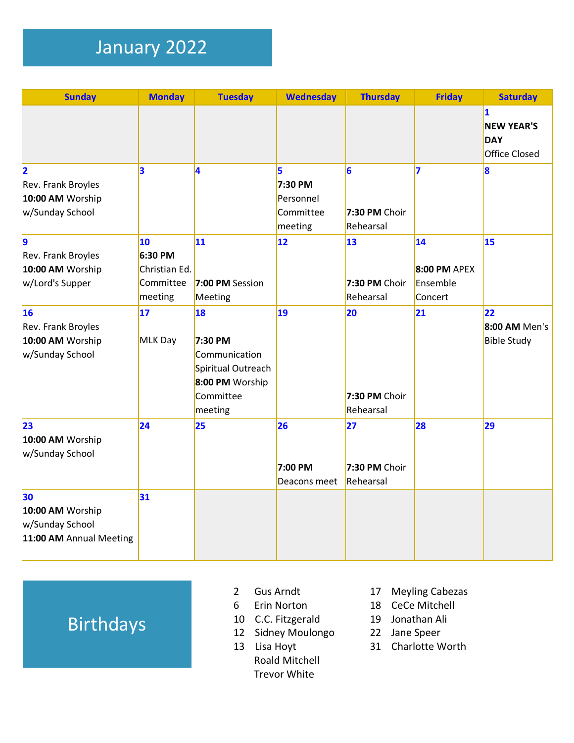# January 2022

| Sunday | Monday | Tuesday | Wednesday | Thursday | Friday | Saturday |
|---|---|---|---|---|---|---|
| | | | | | | **1** **NEW YEAR'S DAY** Office Closed |
| **2** Rev. Frank Broyles **10:00 AM** Worship w/Sunday School | **3** | **4** | **5** **7:30 PM** Personnel Committee meeting | **6** **7:30 PM** Choir Rehearsal | **7** | **8** |
| **9** Rev. Frank Broyles **10:00 AM** Worship w/Lord's Supper | **10** **6:30 PM** Christian Ed. Committee meeting | **11** **7:00 PM** Session Meeting | **12** | **13** **7:30 PM** Choir Rehearsal | **14** **8:00 PM** APEX Ensemble Concert | **15** |
| **16** Rev. Frank Broyles **10:00 AM** Worship w/Sunday School | **17** MLK Day | **18** **7:30 PM** Communication Spiritual Outreach **8:00 PM** Worship Committee meeting | **19** | **20** **7:30 PM** Choir Rehearsal | **21** | **22** **8:00 AM** Men's Bible Study |
| **23** **10:00 AM** Worship w/Sunday School | **24** | **25** | **26** **7:00 PM** Deacons meet | **27** **7:30 PM** Choir Rehearsal | **28** | **29** |
| **30** **10:00 AM** Worship w/Sunday School **11:00 AM** Annual Meeting | **31** | | | | | |

## Birthdays

| | |
|---|---|
| 2 | Gus Arndt |
| 6 | Erin Norton |
| 10 | C.C. Fitzgerald |
| 12 | Sidney Moulongo |
| 13 | Lisa Hoyt |
| | Roald Mitchell |
| | Trevor White |
| 17 | Meyling Cabezas |
| 18 | CeCe Mitchell |
| 19 | Jonathan Ali |
| 22 | Jane Speer |
| 31 | Charlotte Worth |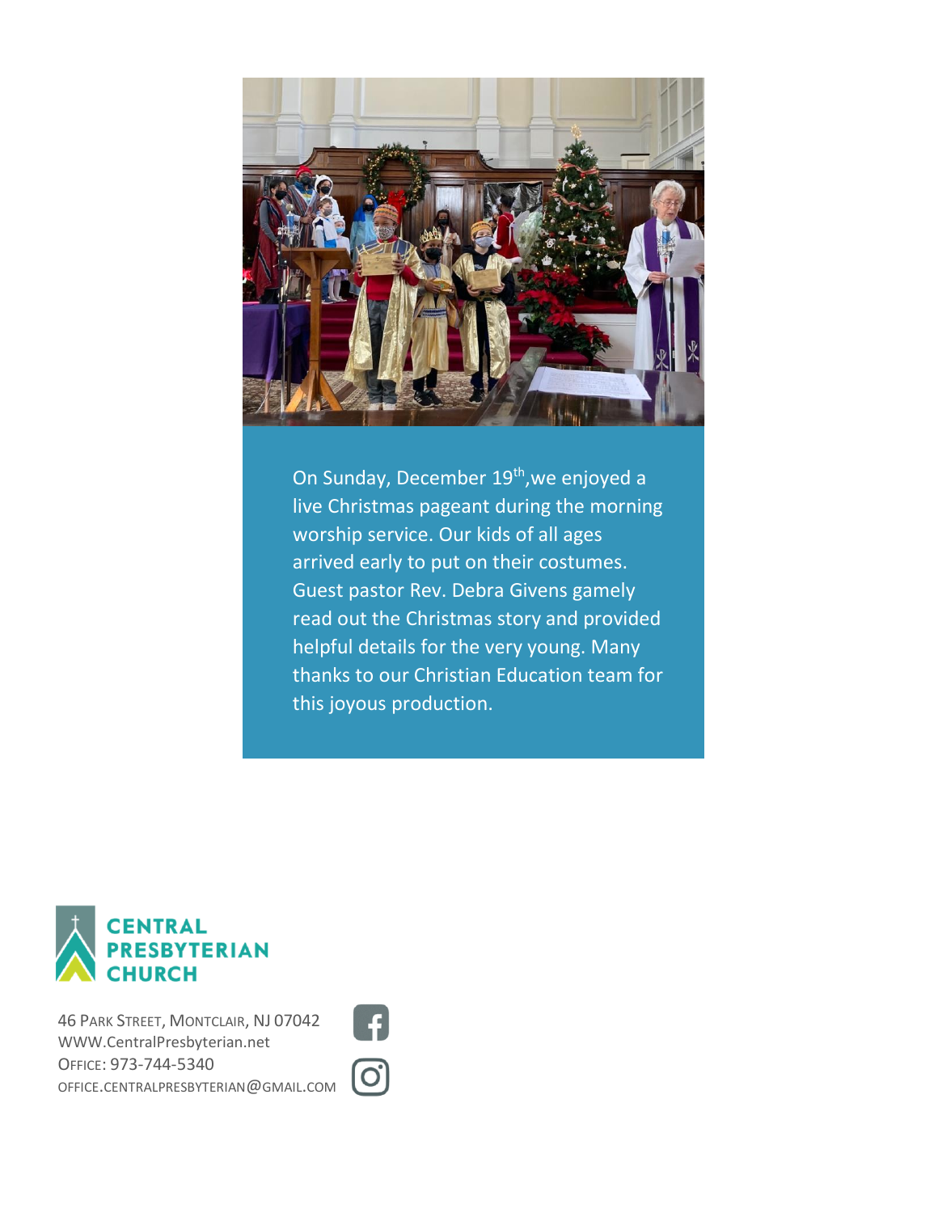On Sunday, December 19th,we enjoyed a live Christmas pageant during the morning worship service. Our kids of all ages arrived early to put on their costumes. Guest pastor Rev. Debra Givens gamely read out the Christmas story and provided helpful details for the very young. Many thanks to our Christian Education team for this joyous production.

**CENTRAL PRESBYTERIAN CHURCH**

46 Park Street, Montclair, NJ 07042
WWW.CentralPresbyterian.net
Office: 973-744-5340
OFFICE.CENTRALPRESBYTERIAN@GMAIL.COM